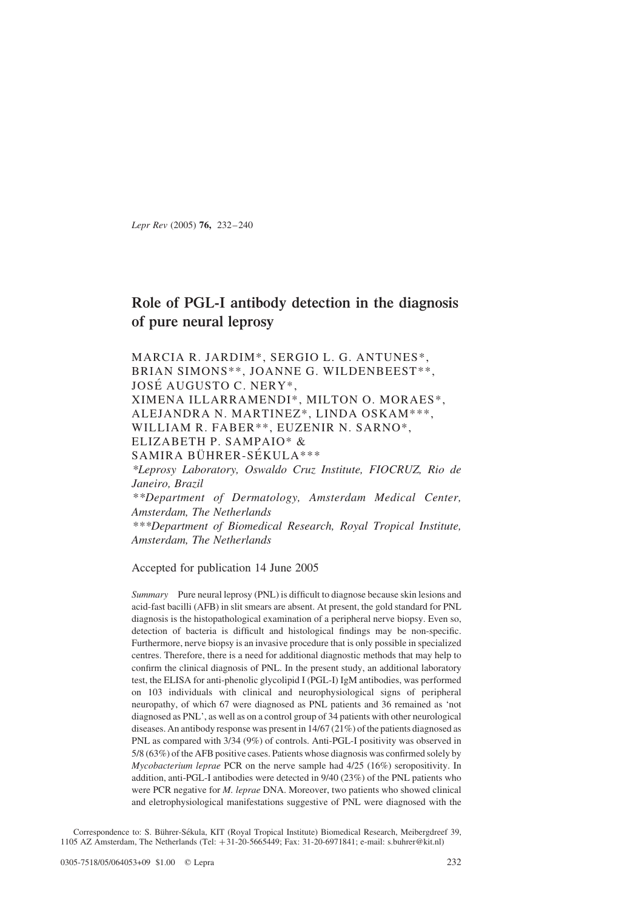# Role of PGL-I antibody detection in the diagnosis of pure neural leprosy

MARCIA R. JARDIM*, SERGIO L. G. ANTUNES*, BRIAN SIMONS**, JOANNE G. WILDENBEEST**, JOSÉ AUGUSTO C. NERY*, XIMENA ILLARRAMENDI*, MILTON O. MORAES*, ALEJANDRA N. MARTINEZ*, LINDA OSKAM***, WILLIAM R. FABER**, EUZENIR N. SARNO*, ELIZABETH P. SAMPAIO* & SAMIRA BÜHRER-SÉKULA***

*\*Leprosy Laboratory, Oswaldo Cruz Institute, FIOCRUZ, Rio de Janeiro, Brazil*

*\*\*Department of Dermatology, Amsterdam Medical Center, Amsterdam, The Netherlands*

*\*\*\*Department of Biomedical Research, Royal Tropical Institute, Amsterdam, The Netherlands*

Accepted for publication 14 June 2005

*Summary* Pure neural leprosy (PNL) is difficult to diagnose because skin lesions and acid-fast bacilli (AFB) in slit smears are absent. At present, the gold standard for PNL diagnosis is the histopathological examination of a peripheral nerve biopsy. Even so, detection of bacteria is difficult and histological findings may be non-specific. Furthermore, nerve biopsy is an invasive procedure that is only possible in specialized centres. Therefore, there is a need for additional diagnostic methods that may help to confirm the clinical diagnosis of PNL. In the present study, an additional laboratory test, the ELISA for anti-phenolic glycolipid I (PGL-I) IgM antibodies, was performed on 103 individuals with clinical and neurophysiological signs of peripheral neuropathy, of which 67 were diagnosed as PNL patients and 36 remained as 'not diagnosed as PNL', as well as on a control group of 34 patients with other neurological diseases. An antibody response was present in 14/67 (21%) of the patients diagnosed as PNL as compared with 3/34 (9%) of controls. Anti-PGL-I positivity was observed in 5/8 (63%) of the AFB positive cases. Patients whose diagnosis was confirmed solely by *Mycobacterium leprae* PCR on the nerve sample had 4/25 (16%) seropositivity. In addition, anti-PGL-I antibodies were detected in 9/40 (23%) of the PNL patients who were PCR negative for *M. leprae* DNA. Moreover, two patients who showed clinical and eletrophysiological manifestations suggestive of PNL were diagnosed with the

Correspondence to: S. Bührer-Sékula, KIT (Royal Tropical Institute) Biomedical Research, Meibergdreef 39, 1105 AZ Amsterdam, The Netherlands (Tel: +31-20-5665449; Fax: 31-20-6971841; e-mail: s.buhrer@kit.nl)

0305-7518/05/064053+09 $1.00 © Lepra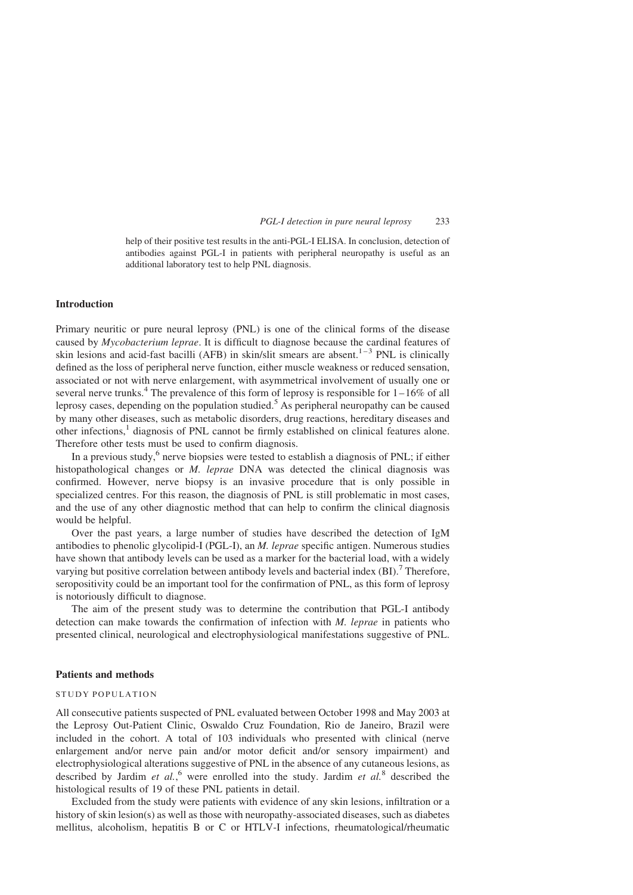help of their positive test results in the anti-PGL-I ELISA. In conclusion, detection of antibodies against PGL-I in patients with peripheral neuropathy is useful as an additional laboratory test to help PNL diagnosis.

## Introduction

Primary neuritic or pure neural leprosy (PNL) is one of the clinical forms of the disease caused by *Mycobacterium leprae*. It is difficult to diagnose because the cardinal features of skin lesions and acid-fast bacilli (AFB) in skin/slit smears are absent.[1–3] PNL is clinically defined as the loss of peripheral nerve function, either muscle weakness or reduced sensation, associated or not with nerve enlargement, with asymmetrical involvement of usually one or several nerve trunks.[4] The prevalence of this form of leprosy is responsible for 1–16% of all leprosy cases, depending on the population studied.[5] As peripheral neuropathy can be caused by many other diseases, such as metabolic disorders, drug reactions, hereditary diseases and other infections,[1] diagnosis of PNL cannot be firmly established on clinical features alone. Therefore other tests must be used to confirm diagnosis.

In a previous study,[6] nerve biopsies were tested to establish a diagnosis of PNL; if either histopathological changes or *M. leprae* DNA was detected the clinical diagnosis was confirmed. However, nerve biopsy is an invasive procedure that is only possible in specialized centres. For this reason, the diagnosis of PNL is still problematic in most cases, and the use of any other diagnostic method that can help to confirm the clinical diagnosis would be helpful.

Over the past years, a large number of studies have described the detection of IgM antibodies to phenolic glycolipid-I (PGL-I), an *M. leprae* specific antigen. Numerous studies have shown that antibody levels can be used as a marker for the bacterial load, with a widely varying but positive correlation between antibody levels and bacterial index (BI).[7] Therefore, seropositivity could be an important tool for the confirmation of PNL, as this form of leprosy is notoriously difficult to diagnose.

The aim of the present study was to determine the contribution that PGL-I antibody detection can make towards the confirmation of infection with *M. leprae* in patients who presented clinical, neurological and electrophysiological manifestations suggestive of PNL.

## Patients and methods

### STUDY POPULATION

All consecutive patients suspected of PNL evaluated between October 1998 and May 2003 at the Leprosy Out-Patient Clinic, Oswaldo Cruz Foundation, Rio de Janeiro, Brazil were included in the cohort. A total of 103 individuals who presented with clinical (nerve enlargement and/or nerve pain and/or motor deficit and/or sensory impairment) and electrophysiological alterations suggestive of PNL in the absence of any cutaneous lesions, as described by Jardim *et al.*,[6] were enrolled into the study. Jardim *et al.*[8] described the histological results of 19 of these PNL patients in detail.

Excluded from the study were patients with evidence of any skin lesions, infiltration or a history of skin lesion(s) as well as those with neuropathy-associated diseases, such as diabetes mellitus, alcoholism, hepatitis B or C or HTLV-I infections, rheumatological/rheumatic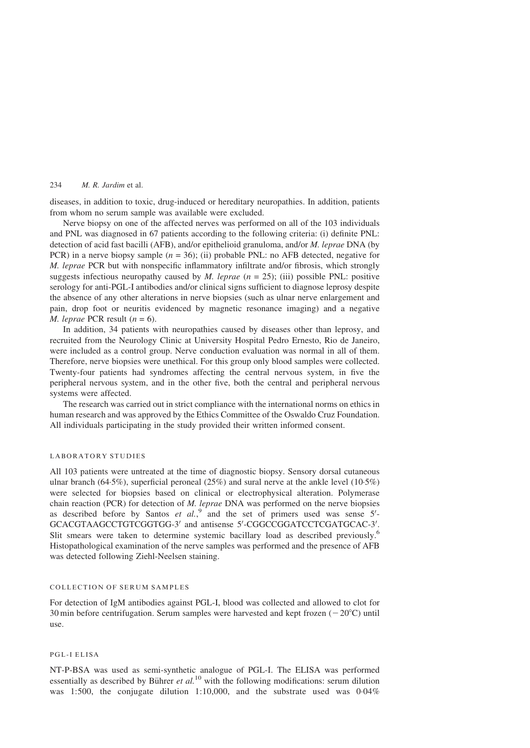diseases, in addition to toxic, drug-induced or hereditary neuropathies. In addition, patients from whom no serum sample was available were excluded.

Nerve biopsy on one of the affected nerves was performed on all of the 103 individuals and PNL was diagnosed in 67 patients according to the following criteria: (i) definite PNL: detection of acid fast bacilli (AFB), and/or epithelioid granuloma, and/or *M. leprae* DNA (by PCR) in a nerve biopsy sample ($n = 36$); (ii) probable PNL: no AFB detected, negative for *M. leprae* PCR but with nonspecific inflammatory infiltrate and/or fibrosis, which strongly suggests infectious neuropathy caused by *M. leprae* ($n = 25$); (iii) possible PNL: positive serology for anti-PGL-I antibodies and/or clinical signs sufficient to diagnose leprosy despite the absence of any other alterations in nerve biopsies (such as ulnar nerve enlargement and pain, drop foot or neuritis evidenced by magnetic resonance imaging) and a negative *M. leprae* PCR result ($n = 6$).

In addition, 34 patients with neuropathies caused by diseases other than leprosy, and recruited from the Neurology Clinic at University Hospital Pedro Ernesto, Rio de Janeiro, were included as a control group. Nerve conduction evaluation was normal in all of them. Therefore, nerve biopsies were unethical. For this group only blood samples were collected. Twenty-four patients had syndromes affecting the central nervous system, in five the peripheral nervous system, and in the other five, both the central and peripheral nervous systems were affected.

The research was carried out in strict compliance with the international norms on ethics in human research and was approved by the Ethics Committee of the Oswaldo Cruz Foundation. All individuals participating in the study provided their written informed consent.

## Laboratory studies

All 103 patients were untreated at the time of diagnostic biopsy. Sensory dorsal cutaneous ulnar branch (64·5%), superficial peroneal (25%) and sural nerve at the ankle level (10·5%) were selected for biopsies based on clinical or electrophysical alteration. Polymerase chain reaction (PCR) for detection of *M. leprae* DNA was performed on the nerve biopsies as described before by Santos *et al.*,[9] and the set of primers used was sense 5′-GCACGTAAGCCTGTCGGTGG-3′ and antisense 5′-CGGCCGGATCCTCGATGCAC-3′. Slit smears were taken to determine systemic bacillary load as described previously.[6] Histopathological examination of the nerve samples was performed and the presence of AFB was detected following Ziehl-Neelsen staining.

## Collection of serum samples

For detection of IgM antibodies against PGL-I, blood was collected and allowed to clot for 30 min before centrifugation. Serum samples were harvested and kept frozen (−20°C) until use.

## PGL-I ELISA

NT-P-BSA was used as semi-synthetic analogue of PGL-I. The ELISA was performed essentially as described by Bührer *et al.*[10] with the following modifications: serum dilution was 1:500, the conjugate dilution 1:10,000, and the substrate used was 0·04%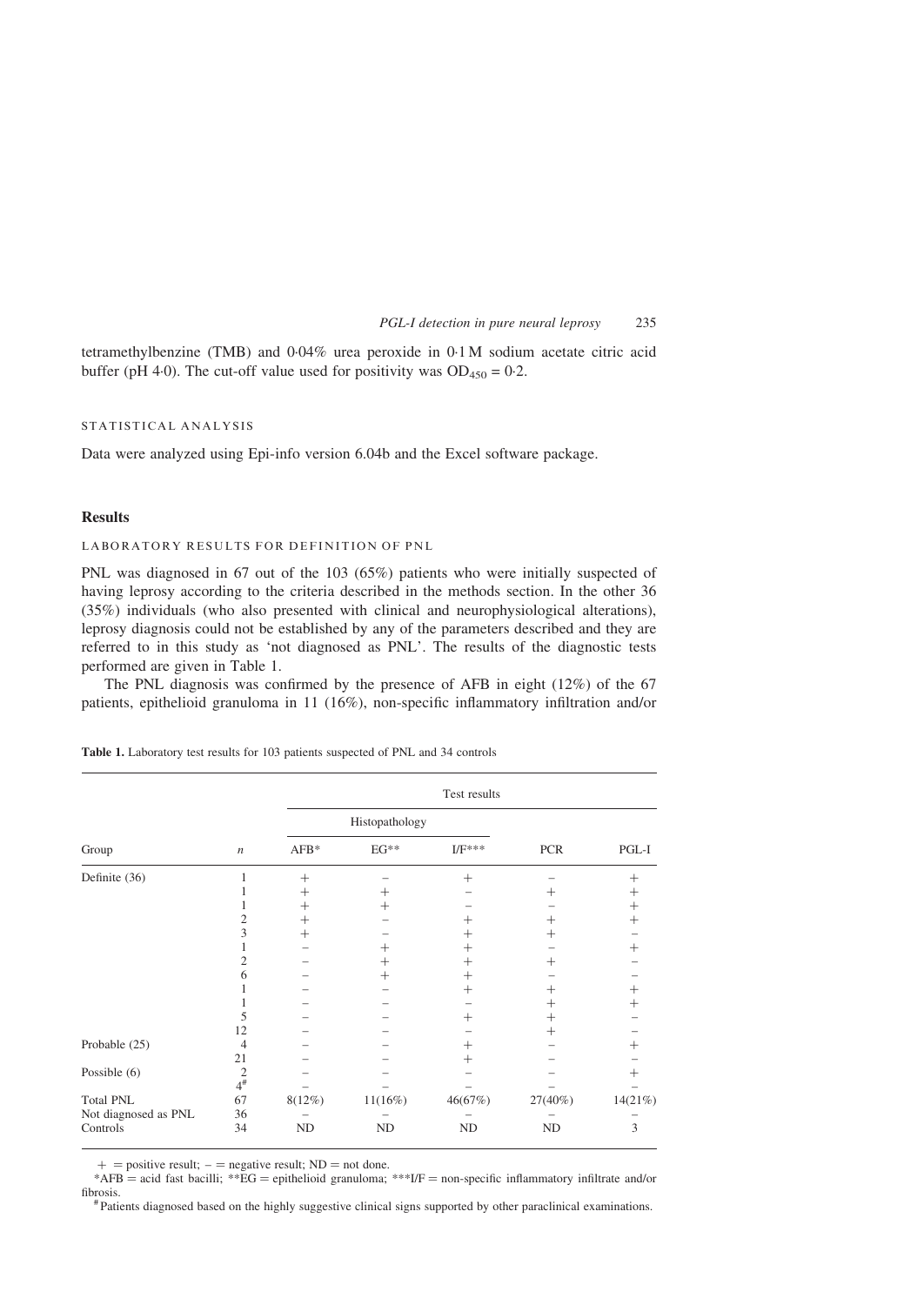tetramethylbenzine (TMB) and 0·04% urea peroxide in 0·1 M sodium acetate citric acid buffer (pH 4·0). The cut-off value used for positivity was $OD_{450} = 0{\cdot}2$.

### STATISTICAL ANALYSIS

Data were analyzed using Epi-info version 6.04b and the Excel software package.

## Results

### LABORATORY RESULTS FOR DEFINITION OF PNL

PNL was diagnosed in 67 out of the 103 (65%) patients who were initially suspected of having leprosy according to the criteria described in the methods section. In the other 36 (35%) individuals (who also presented with clinical and neurophysiological alterations), leprosy diagnosis could not be established by any of the parameters described and they are referred to in this study as 'not diagnosed as PNL'. The results of the diagnostic tests performed are given in Table 1.

The PNL diagnosis was confirmed by the presence of AFB in eight (12%) of the 67 patients, epithelioid granuloma in 11 (16%), non-specific inflammatory infiltration and/or

**Table 1.** Laboratory test results for 103 patients suspected of PNL and 34 controls

| | | Test results | | | | |
|---|---|---|---|---|---|---|
| | | Histopathology | | | | |
| Group | *n* | AFB* | EG** | I/F*** | PCR | PGL-I |
| Definite (36) | 1 | + | − | + | − | + |
| | 1 | + | + | − | + | + |
| | 1 | + | + | − | − | + |
| | 2 | + | − | + | + | + |
| | 3 | + | − | + | + | − |
| | 1 | − | + | + | − | + |
| | 2 | − | + | + | + | − |
| | 6 | − | + | + | − | − |
| | 1 | − | − | + | + | + |
| | 1 | − | − | − | + | + |
| | 5 | − | − | + | + | − |
| | 12 | − | − | − | + | − |
| Probable (25) | 4 | − | − | + | − | + |
| | 21 | − | − | + | − | − |
| Possible (6) | 2 | − | − | − | − | + |
| | 4[#] | − | − | − | − | − |
| Total PNL | 67 | 8(12%) | 11(16%) | 46(67%) | 27(40%) | 14(21%) |
| Not diagnosed as PNL | 36 | − | − | − | − | − |
| Controls | 34 | ND | ND | ND | ND | 3 |

+ = positive result; − = negative result; ND = not done.

*AFB = acid fast bacilli; **EG = epithelioid granuloma; ***I/F = non-specific inflammatory infiltrate and/or fibrosis.

[#] Patients diagnosed based on the highly suggestive clinical signs supported by other paraclinical examinations.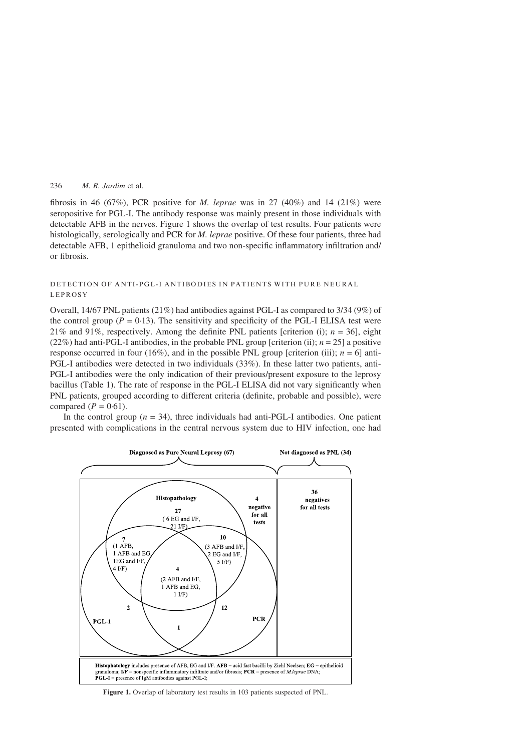fibrosis in 46 (67%), PCR positive for *M. leprae* was in 27 (40%) and 14 (21%) were seropositive for PGL-I. The antibody response was mainly present in those individuals with detectable AFB in the nerves. Figure 1 shows the overlap of test results. Four patients were histologically, serologically and PCR for *M. leprae* positive. Of these four patients, three had detectable AFB, 1 epithelioid granuloma and two non-specific inflammatory infiltration and/or fibrosis.

### DETECTION OF ANTI-PGL-I ANTIBODIES IN PATIENTS WITH PURE NEURAL LEPROSY

Overall, 14/67 PNL patients (21%) had antibodies against PGL-I as compared to 3/34 (9%) of the control group ($P = 0{\cdot}13$). The sensitivity and specificity of the PGL-I ELISA test were 21% and 91%, respectively. Among the definite PNL patients [criterion (i); $n = 36$], eight (22%) had anti-PGL-I antibodies, in the probable PNL group [criterion (ii); $n = 25$] a positive response occurred in four (16%), and in the possible PNL group [criterion (iii); $n = 6$] anti-PGL-I antibodies were detected in two individuals (33%). In these latter two patients, anti-PGL-I antibodies were the only indication of their previous/present exposure to the leprosy bacillus (Table 1). The rate of response in the PGL-I ELISA did not vary significantly when PNL patients, grouped according to different criteria (definite, probable and possible), were compared ($P = 0{\cdot}61$).

In the control group ($n = 34$), three individuals had anti-PGL-I antibodies. One patient presented with complications in the central nervous system due to HIV infection, one had

**Figure 1.** Overlap of laboratory test results in 103 patients suspected of PNL.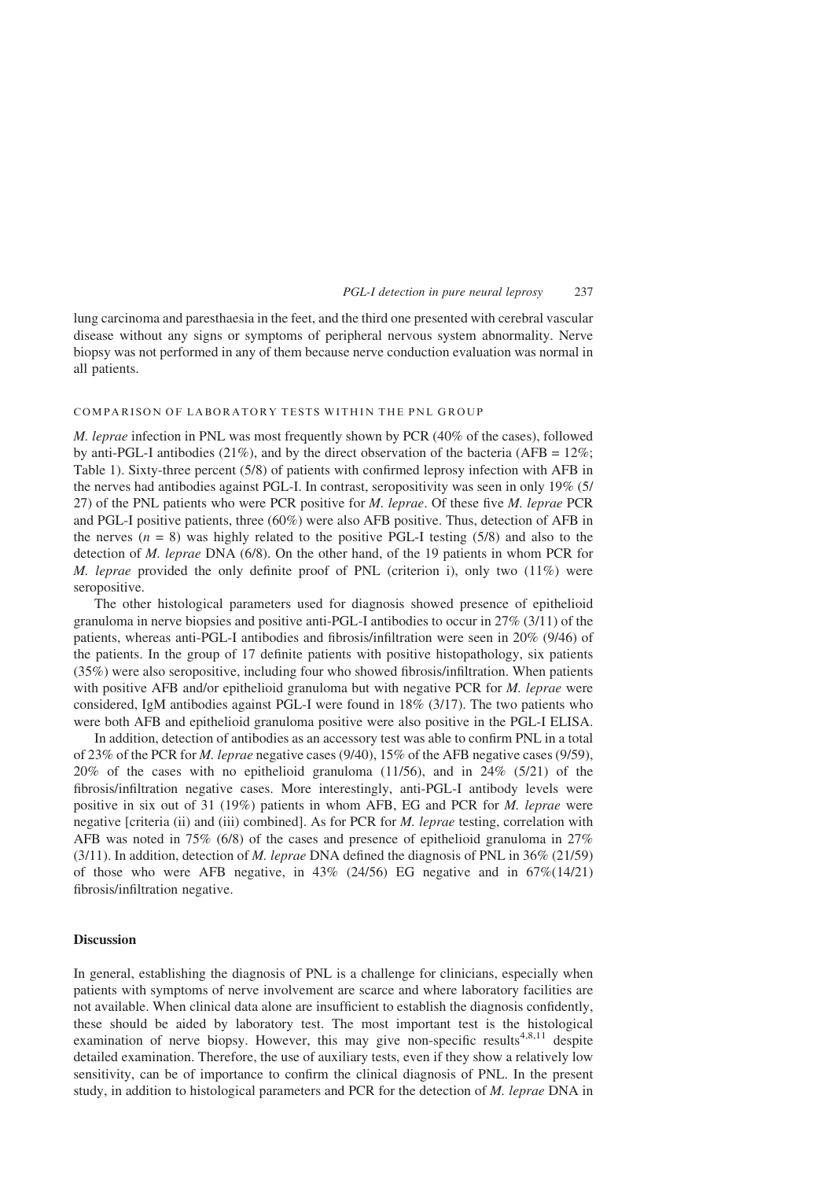lung carcinoma and paresthaesia in the feet, and the third one presented with cerebral vascular disease without any signs or symptoms of peripheral nervous system abnormality. Nerve biopsy was not performed in any of them because nerve conduction evaluation was normal in all patients.

### COMPARISON OF LABORATORY TESTS WITHIN THE PNL GROUP

*M. leprae* infection in PNL was most frequently shown by PCR (40% of the cases), followed by anti-PGL-I antibodies (21%), and by the direct observation of the bacteria (AFB = 12%; Table 1). Sixty-three percent (5/8) of patients with confirmed leprosy infection with AFB in the nerves had antibodies against PGL-I. In contrast, seropositivity was seen in only 19% (5/27) of the PNL patients who were PCR positive for *M. leprae*. Of these five *M. leprae* PCR and PGL-I positive patients, three (60%) were also AFB positive. Thus, detection of AFB in the nerves ($n = 8$) was highly related to the positive PGL-I testing (5/8) and also to the detection of *M. leprae* DNA (6/8). On the other hand, of the 19 patients in whom PCR for *M. leprae* provided the only definite proof of PNL (criterion i), only two (11%) were seropositive.

The other histological parameters used for diagnosis showed presence of epithelioid granuloma in nerve biopsies and positive anti-PGL-I antibodies to occur in 27% (3/11) of the patients, whereas anti-PGL-I antibodies and fibrosis/infiltration were seen in 20% (9/46) of the patients. In the group of 17 definite patients with positive histopathology, six patients (35%) were also seropositive, including four who showed fibrosis/infiltration. When patients with positive AFB and/or epithelioid granuloma but with negative PCR for *M. leprae* were considered, IgM antibodies against PGL-I were found in 18% (3/17). The two patients who were both AFB and epithelioid granuloma positive were also positive in the PGL-I ELISA.

In addition, detection of antibodies as an accessory test was able to confirm PNL in a total of 23% of the PCR for *M. leprae* negative cases (9/40), 15% of the AFB negative cases (9/59), 20% of the cases with no epithelioid granuloma (11/56), and in 24% (5/21) of the fibrosis/infiltration negative cases. More interestingly, anti-PGL-I antibody levels were positive in six out of 31 (19%) patients in whom AFB, EG and PCR for *M. leprae* were negative [criteria (ii) and (iii) combined]. As for PCR for *M. leprae* testing, correlation with AFB was noted in 75% (6/8) of the cases and presence of epithelioid granuloma in 27% (3/11). In addition, detection of *M. leprae* DNA defined the diagnosis of PNL in 36% (21/59) of those who were AFB negative, in 43% (24/56) EG negative and in 67%(14/21) fibrosis/infiltration negative.

## Discussion

In general, establishing the diagnosis of PNL is a challenge for clinicians, especially when patients with symptoms of nerve involvement are scarce and where laboratory facilities are not available. When clinical data alone are insufficient to establish the diagnosis confidently, these should be aided by laboratory test. The most important test is the histological examination of nerve biopsy. However, this may give non-specific results[4,8,11] despite detailed examination. Therefore, the use of auxiliary tests, even if they show a relatively low sensitivity, can be of importance to confirm the clinical diagnosis of PNL. In the present study, in addition to histological parameters and PCR for the detection of *M. leprae* DNA in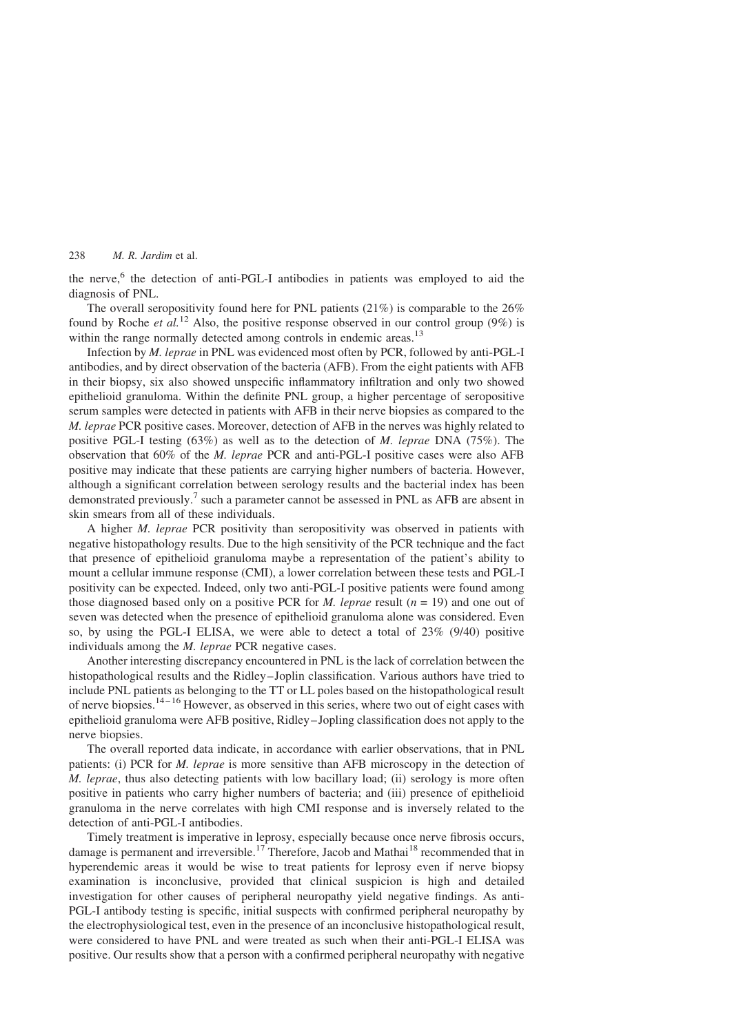the nerve,[6] the detection of anti-PGL-I antibodies in patients was employed to aid the diagnosis of PNL.

The overall seropositivity found here for PNL patients (21%) is comparable to the 26% found by Roche *et al.*[12] Also, the positive response observed in our control group (9%) is within the range normally detected among controls in endemic areas.[13]

Infection by *M. leprae* in PNL was evidenced most often by PCR, followed by anti-PGL-I antibodies, and by direct observation of the bacteria (AFB). From the eight patients with AFB in their biopsy, six also showed unspecific inflammatory infiltration and only two showed epithelioid granuloma. Within the definite PNL group, a higher percentage of seropositive serum samples were detected in patients with AFB in their nerve biopsies as compared to the *M. leprae* PCR positive cases. Moreover, detection of AFB in the nerves was highly related to positive PGL-I testing (63%) as well as to the detection of *M. leprae* DNA (75%). The observation that 60% of the *M. leprae* PCR and anti-PGL-I positive cases were also AFB positive may indicate that these patients are carrying higher numbers of bacteria. However, although a significant correlation between serology results and the bacterial index has been demonstrated previously.[7] such a parameter cannot be assessed in PNL as AFB are absent in skin smears from all of these individuals.

A higher *M. leprae* PCR positivity than seropositivity was observed in patients with negative histopathology results. Due to the high sensitivity of the PCR technique and the fact that presence of epithelioid granuloma maybe a representation of the patient's ability to mount a cellular immune response (CMI), a lower correlation between these tests and PGL-I positivity can be expected. Indeed, only two anti-PGL-I positive patients were found among those diagnosed based only on a positive PCR for *M. leprae* result ($n = 19$) and one out of seven was detected when the presence of epithelioid granuloma alone was considered. Even so, by using the PGL-I ELISA, we were able to detect a total of 23% (9/40) positive individuals among the *M. leprae* PCR negative cases.

Another interesting discrepancy encountered in PNL is the lack of correlation between the histopathological results and the Ridley–Joplin classification. Various authors have tried to include PNL patients as belonging to the TT or LL poles based on the histopathological result of nerve biopsies.[14–16] However, as observed in this series, where two out of eight cases with epithelioid granuloma were AFB positive, Ridley–Jopling classification does not apply to the nerve biopsies.

The overall reported data indicate, in accordance with earlier observations, that in PNL patients: (i) PCR for *M. leprae* is more sensitive than AFB microscopy in the detection of *M. leprae*, thus also detecting patients with low bacillary load; (ii) serology is more often positive in patients who carry higher numbers of bacteria; and (iii) presence of epithelioid granuloma in the nerve correlates with high CMI response and is inversely related to the detection of anti-PGL-I antibodies.

Timely treatment is imperative in leprosy, especially because once nerve fibrosis occurs, damage is permanent and irreversible.[17] Therefore, Jacob and Mathai[18] recommended that in hyperendemic areas it would be wise to treat patients for leprosy even if nerve biopsy examination is inconclusive, provided that clinical suspicion is high and detailed investigation for other causes of peripheral neuropathy yield negative findings. As anti-PGL-I antibody testing is specific, initial suspects with confirmed peripheral neuropathy by the electrophysiological test, even in the presence of an inconclusive histopathological result, were considered to have PNL and were treated as such when their anti-PGL-I ELISA was positive. Our results show that a person with a confirmed peripheral neuropathy with negative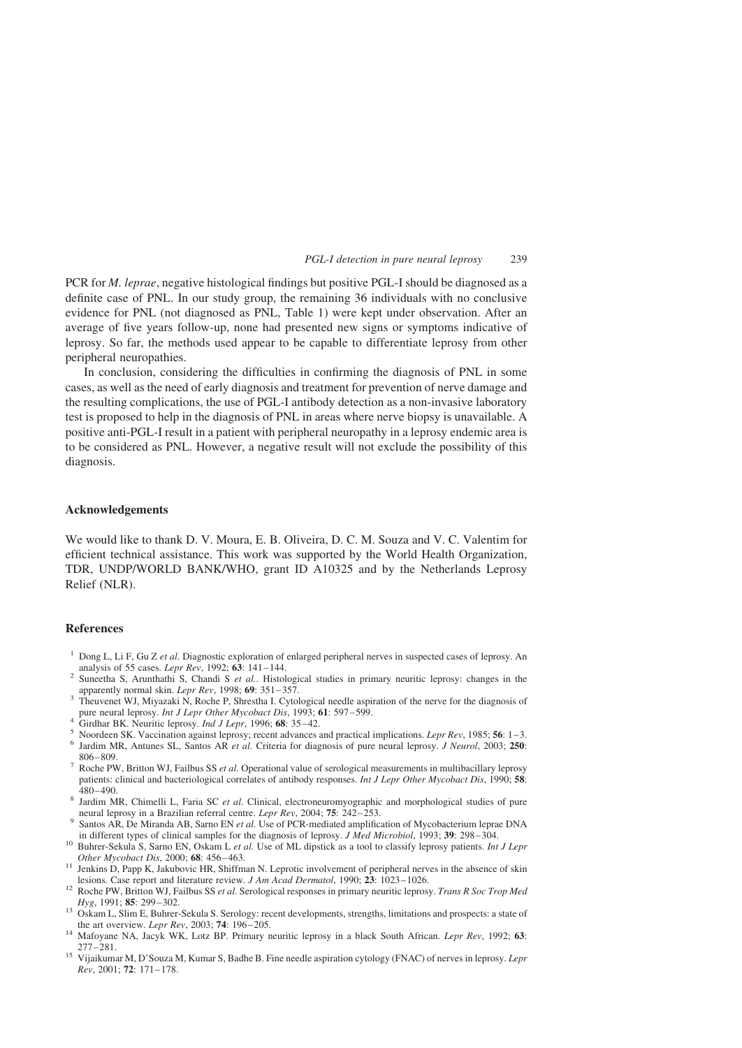PCR for *M. leprae*, negative histological findings but positive PGL-I should be diagnosed as a definite case of PNL. In our study group, the remaining 36 individuals with no conclusive evidence for PNL (not diagnosed as PNL, Table 1) were kept under observation. After an average of five years follow-up, none had presented new signs or symptoms indicative of leprosy. So far, the methods used appear to be capable to differentiate leprosy from other peripheral neuropathies.

In conclusion, considering the difficulties in confirming the diagnosis of PNL in some cases, as well as the need of early diagnosis and treatment for prevention of nerve damage and the resulting complications, the use of PGL-I antibody detection as a non-invasive laboratory test is proposed to help in the diagnosis of PNL in areas where nerve biopsy is unavailable. A positive anti-PGL-I result in a patient with peripheral neuropathy in a leprosy endemic area is to be considered as PNL. However, a negative result will not exclude the possibility of this diagnosis.

## Acknowledgements

We would like to thank D. V. Moura, E. B. Oliveira, D. C. M. Souza and V. C. Valentim for efficient technical assistance. This work was supported by the World Health Organization, TDR, UNDP/WORLD BANK/WHO, grant ID A10325 and by the Netherlands Leprosy Relief (NLR).

## References

1. Dong L, Li F, Gu Z *et al.* Diagnostic exploration of enlarged peripheral nerves in suspected cases of leprosy. An analysis of 55 cases. *Lepr Rev*, 1992; **63**: 141–144.
2. Suneetha S, Arunthathi S, Chandi S *et al.*. Histological studies in primary neuritic leprosy: changes in the apparently normal skin. *Lepr Rev*, 1998; **69**: 351–357.
3. Theuvenet WJ, Miyazaki N, Roche P, Shrestha I. Cytological needle aspiration of the nerve for the diagnosis of pure neural leprosy. *Int J Lepr Other Mycobact Dis*, 1993; **61**: 597–599.
4. Girdhar BK. Neuritic leprosy. *Ind J Lepr*, 1996; **68**: 35–42.
5. Noordeen SK. Vaccination against leprosy; recent advances and practical implications. *Lepr Rev*, 1985; **56**: 1–3.
6. Jardim MR, Antunes SL, Santos AR *et al.* Criteria for diagnosis of pure neural leprosy. *J Neurol*, 2003; **250**: 806–809.
7. Roche PW, Britton WJ, Failbus SS *et al.* Operational value of serological measurements in multibacillary leprosy patients: clinical and bacteriological correlates of antibody responses. *Int J Lepr Other Mycobact Dis*, 1990; **58**: 480–490.
8. Jardim MR, Chimelli L, Faria SC *et al.* Clinical, electroneuromyographic and morphological studies of pure neural leprosy in a Brazilian referral centre. *Lepr Rev*, 2004; **75**: 242–253.
9. Santos AR, De Miranda AB, Sarno EN *et al.* Use of PCR-mediated amplification of Mycobacterium leprae DNA in different types of clinical samples for the diagnosis of leprosy. *J Med Microbiol*, 1993; **39**: 298–304.
10. Buhrer-Sekula S, Sarno EN, Oskam L *et al.* Use of ML dipstick as a tool to classify leprosy patients. *Int J Lepr Other Mycobact Dis*, 2000; **68**: 456–463.
11. Jenkins D, Papp K, Jakubovic HR, Shiffman N. Leprotic involvement of peripheral nerves in the absence of skin lesions. Case report and literature review. *J Am Acad Dermatol*, 1990; **23**: 1023–1026.
12. Roche PW, Britton WJ, Failbus SS *et al.* Serological responses in primary neuritic leprosy. *Trans R Soc Trop Med Hyg*, 1991; **85**: 299–302.
13. Oskam L, Slim E, Buhrer-Sekula S. Serology: recent developments, strengths, limitations and prospects: a state of the art overview. *Lepr Rev*, 2003; **74**: 196–205.
14. Mafoyane NA, Jacyk WK, Lotz BP. Primary neuritic leprosy in a black South African. *Lepr Rev*, 1992; **63**: 277–281.
15. Vijaikumar M, D'Souza M, Kumar S, Badhe B. Fine needle aspiration cytology (FNAC) of nerves in leprosy. *Lepr Rev*, 2001; **72**: 171–178.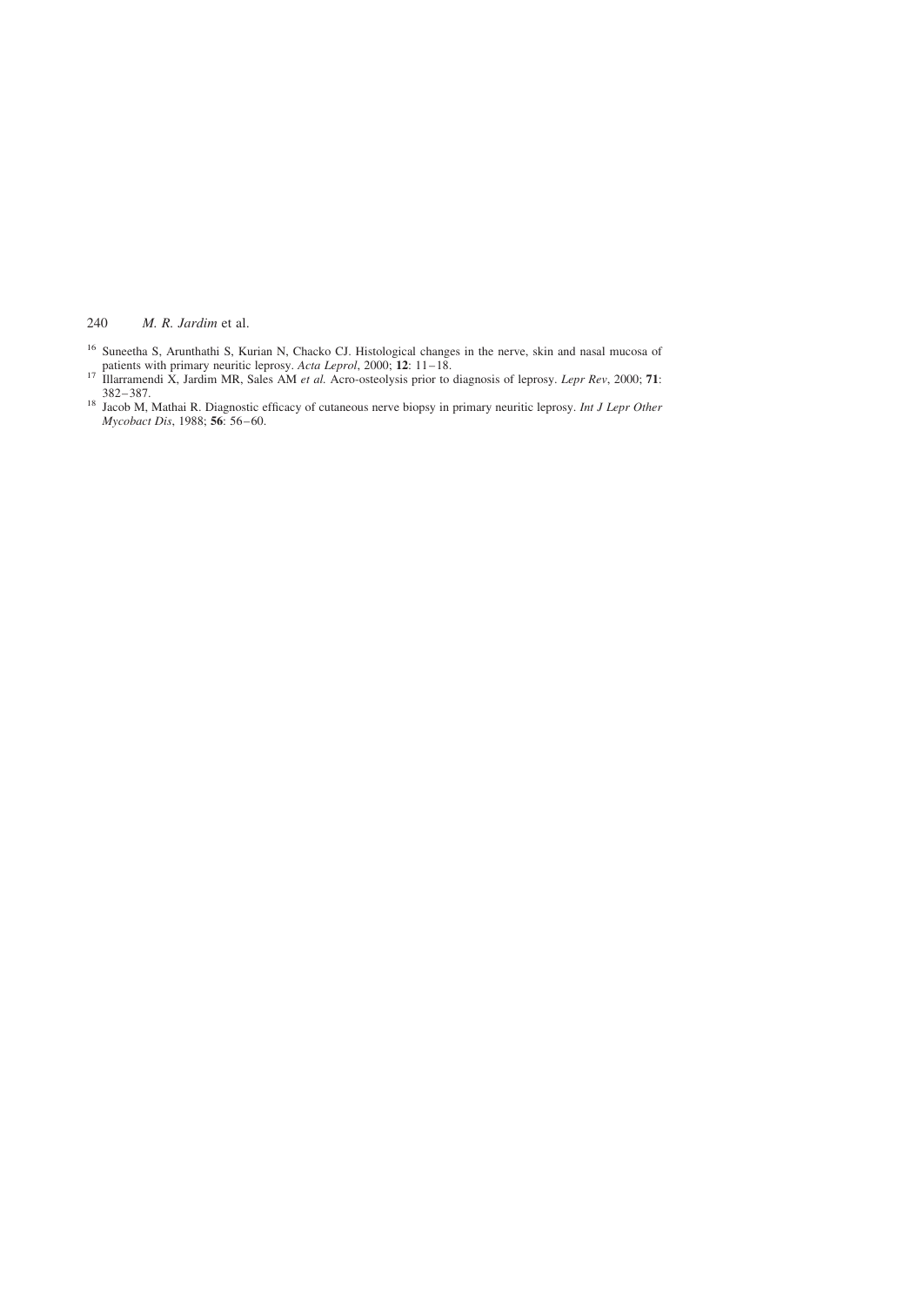16. Suneetha S, Arunthathi S, Kurian N, Chacko CJ. Histological changes in the nerve, skin and nasal mucosa of patients with primary neuritic leprosy. *Acta Leprol*, 2000; **12**: 11–18.
17. Illarramendi X, Jardim MR, Sales AM *et al.* Acro-osteolysis prior to diagnosis of leprosy. *Lepr Rev*, 2000; **71**: 382–387.
18. Jacob M, Mathai R. Diagnostic efficacy of cutaneous nerve biopsy in primary neuritic leprosy. *Int J Lepr Other Mycobact Dis*, 1988; **56**: 56–60.